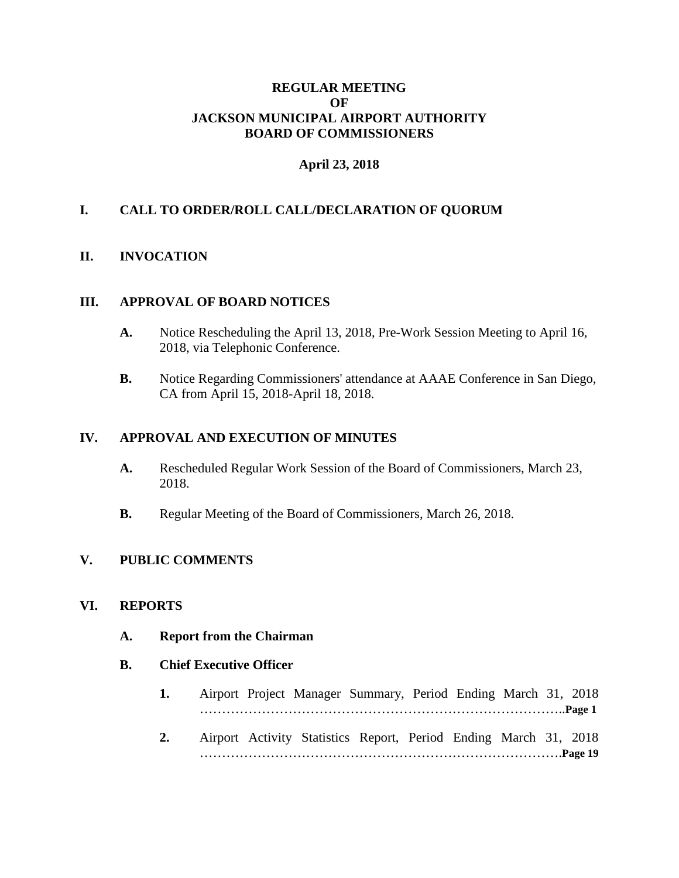# REGULAR MEETING
# OF
# JACKSON MUNICIPAL AIRPORT AUTHORITY
# BOARD OF COMMISSIONERS

**April 23, 2018**

## I. CALL TO ORDER/ROLL CALL/DECLARATION OF QUORUM

## II. INVOCATION

## III. APPROVAL OF BOARD NOTICES

**A.** Notice Rescheduling the April 13, 2018, Pre-Work Session Meeting to April 16, 2018, via Telephonic Conference.

**B.** Notice Regarding Commissioners' attendance at AAAE Conference in San Diego, CA from April 15, 2018-April 18, 2018.

## IV. APPROVAL AND EXECUTION OF MINUTES

**A.** Rescheduled Regular Work Session of the Board of Commissioners, March 23, 2018.

**B.** Regular Meeting of the Board of Commissioners, March 26, 2018.

## V. PUBLIC COMMENTS

## VI. REPORTS

**A. Report from the Chairman**

**B. Chief Executive Officer**

**1.** Airport Project Manager Summary, Period Ending March 31, 2018 ……………………………………………………………………….**Page 1**

**2.** Airport Activity Statistics Report, Period Ending March 31, 2018 ……………………………………………………………………….**Page 19**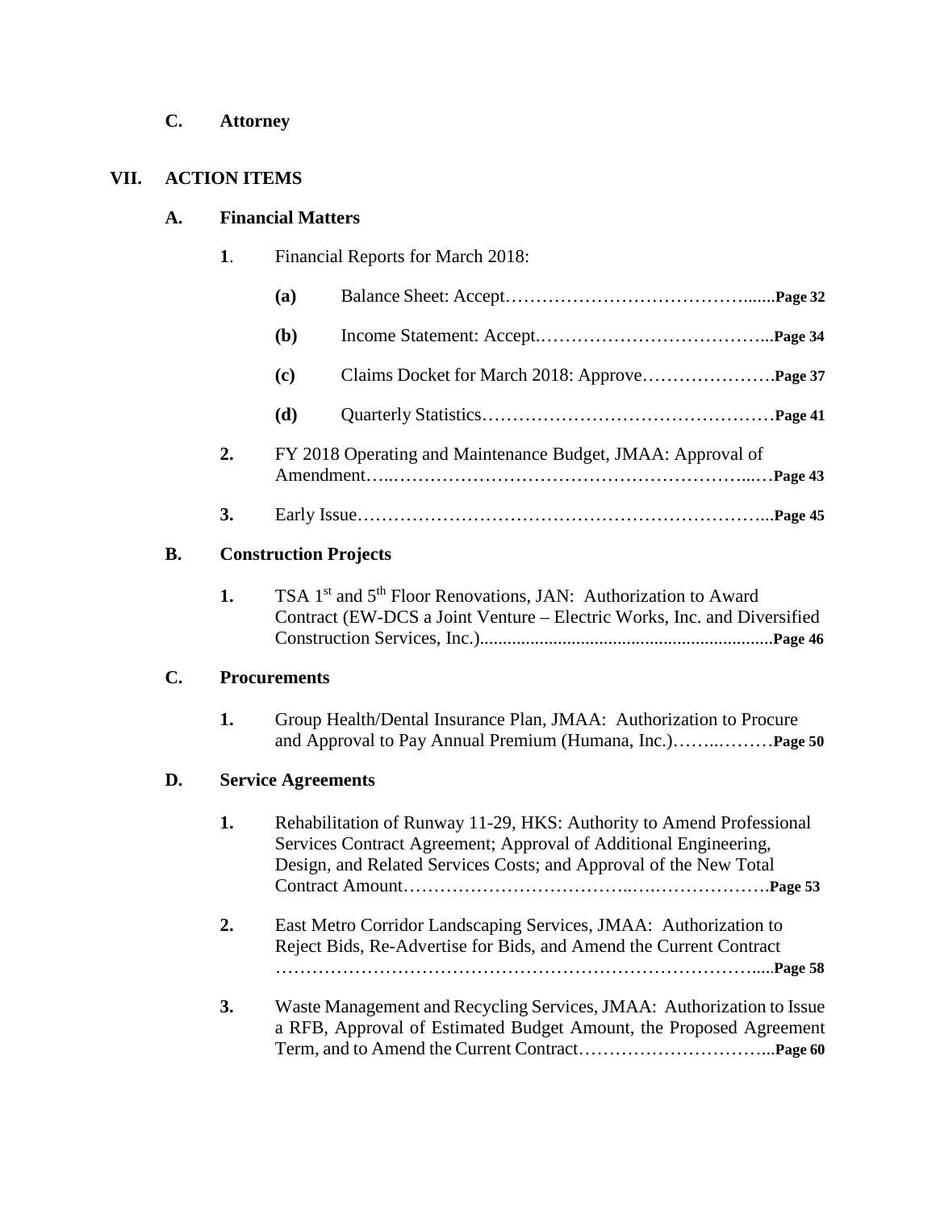**C. Attorney**

**VII. ACTION ITEMS**

**A. Financial Matters**

**1**. Financial Reports for March 2018:

- **(a)** Balance Sheet: Accept…………………………………….......**Page 32**
- **(b)** Income Statement: Accept.………………………………...**Page 34**
- **(c)** Claims Docket for March 2018: Approve………………….**Page 37**
- **(d)** Quarterly Statistics…………………………………………**Page 41**

**2.** FY 2018 Operating and Maintenance Budget, JMAA: Approval of Amendment…..…………………………………………………...…**Page 43**

**3.** Early Issue……………………………………………………...**Page 45**

**B. Construction Projects**

**1.** TSA 1st and 5th Floor Renovations, JAN: Authorization to Award Contract (EW-DCS a Joint Venture – Electric Works, Inc. and Diversified Construction Services, Inc.)...............................................................**Page 46**

**C. Procurements**

**1.** Group Health/Dental Insurance Plan, JMAA: Authorization to Procure and Approval to Pay Annual Premium (Humana, Inc.)……..………**Page 50**

**D. Service Agreements**

**1.** Rehabilitation of Runway 11-29, HKS: Authority to Amend Professional Services Contract Agreement; Approval of Additional Engineering, Design, and Related Services Costs; and Approval of the New Total Contract Amount……………………………..….………………**Page 53**

**2.** East Metro Corridor Landscaping Services, JMAA: Authorization to Reject Bids, Re-Advertise for Bids, and Amend the Current Contract …………………………………………………………………....**Page 58**

**3.** Waste Management and Recycling Services, JMAA: Authorization to Issue a RFB, Approval of Estimated Budget Amount, the Proposed Agreement Term, and to Amend the Current Contract…………………………...**Page 60**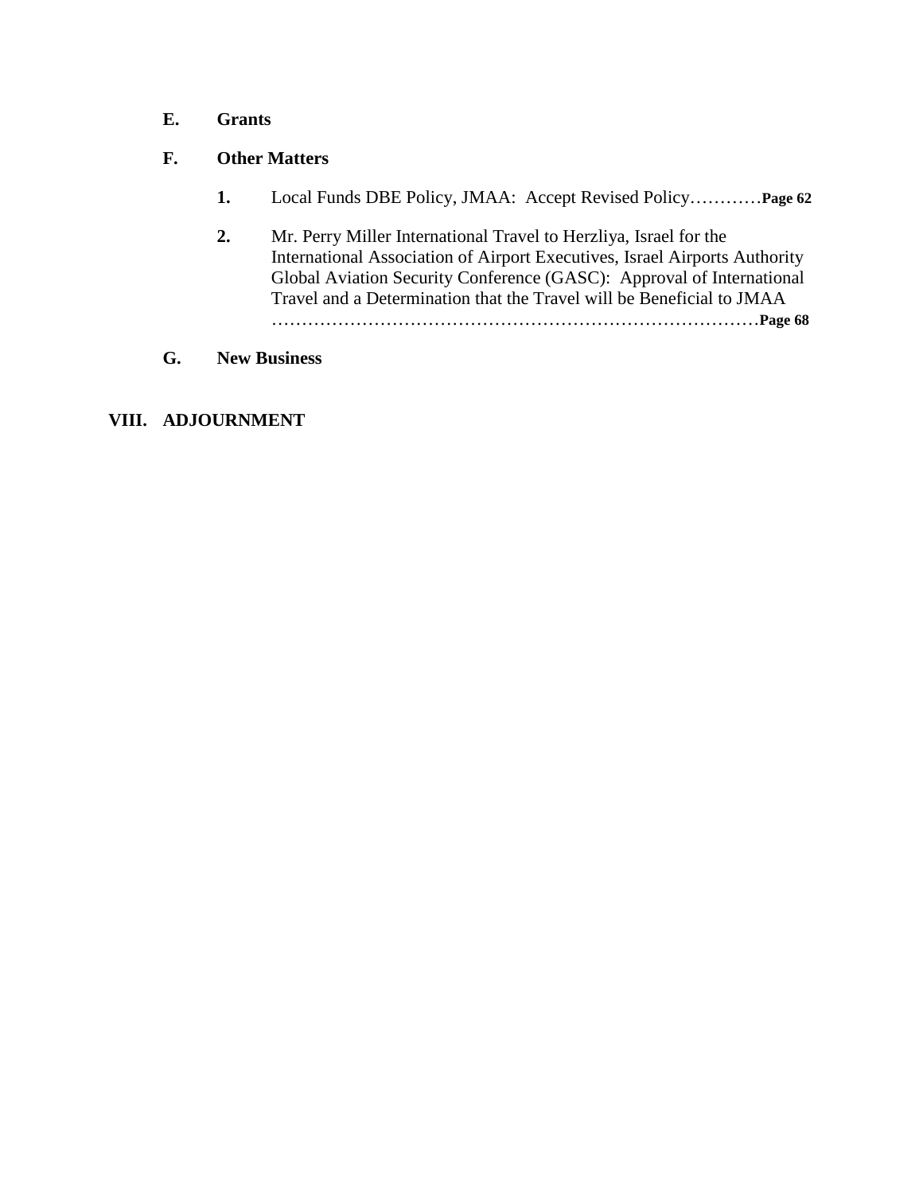**E. Grants**

**F. Other Matters**

1. Local Funds DBE Policy, JMAA: Accept Revised Policy…………**Page 62**

2. Mr. Perry Miller International Travel to Herzliya, Israel for the International Association of Airport Executives, Israel Airports Authority Global Aviation Security Conference (GASC): Approval of International Travel and a Determination that the Travel will be Beneficial to JMAA ……………………………………………………………………………**Page 68**

**G. New Business**

**VIII. ADJOURNMENT**